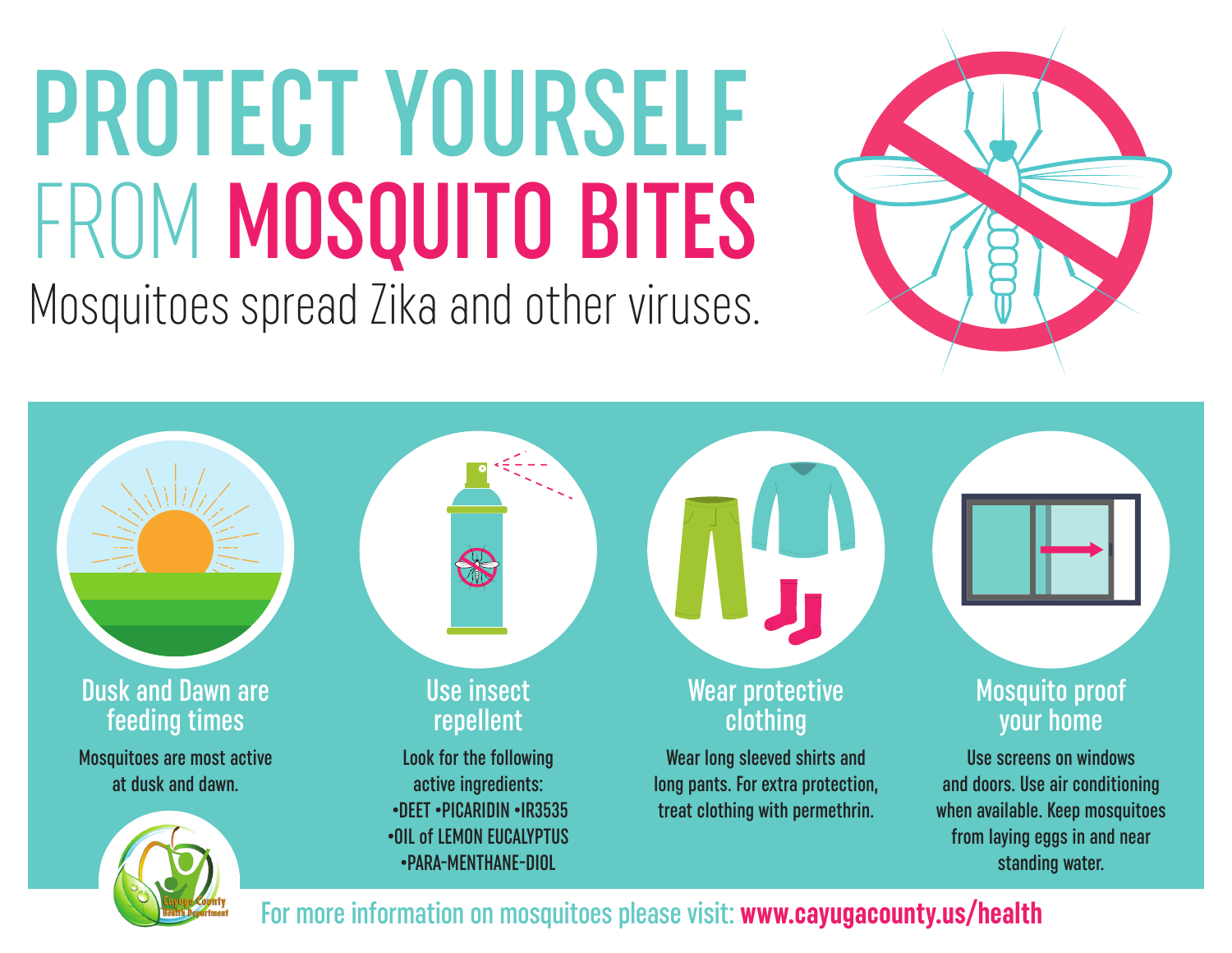# PROTECT YOURSELF FROM MOSQUITO BITES

Mosquitoes spread Zika and other viruses.

## Dusk and Dawn are feeding times

Mosquitoes are most active at dusk and dawn.

## Use insect repellent

Look for the following active ingredients:

- DEET
- PICARIDIN
- IR3535
- OIL of LEMON EUCALYPTUS
- PARA-MENTHANE-DIOL

## Wear protective clothing

Wear long sleeved shirts and long pants. For extra protection, treat clothing with permethrin.

## Mosquito proof your home

Use screens on windows and doors. Use air conditioning when available. Keep mosquitoes from laying eggs in and near standing water.

Cayuga County Health Department

For more information on mosquitoes please visit: **www.cayugacounty.us/health**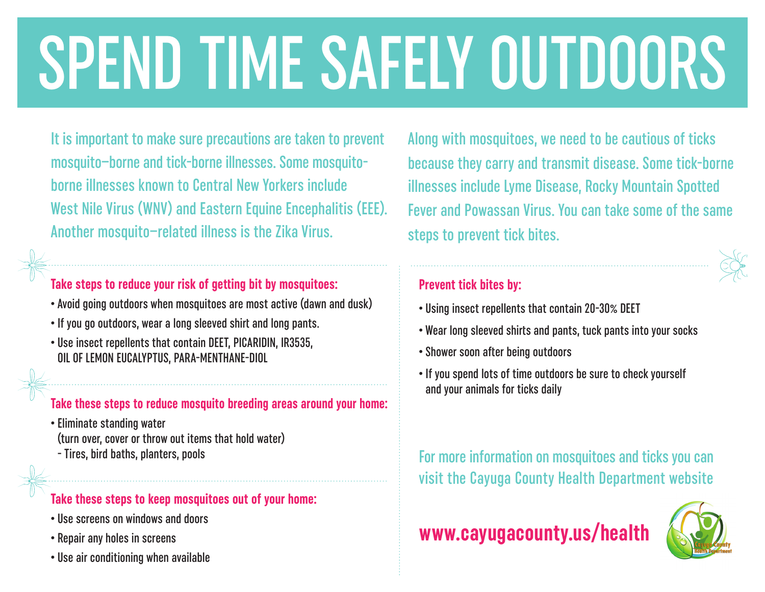# SPEND TIME SAFELY OUTDOORS

It is important to make sure precautions are taken to prevent mosquito–borne and tick-borne illnesses. Some mosquito-borne illnesses known to Central New Yorkers include West Nile Virus (WNV) and Eastern Equine Encephalitis (EEE). Another mosquito–related illness is the Zika Virus.

**Take steps to reduce your risk of getting bit by mosquitoes:**

- Avoid going outdoors when mosquitoes are most active (dawn and dusk)
- If you go outdoors, wear a long sleeved shirt and long pants.
- Use insect repellents that contain DEET, PICARIDIN, IR3535, OIL OF LEMON EUCALYPTUS, PARA-MENTHANE-DIOL

**Take these steps to reduce mosquito breeding areas around your home:**

- Eliminate standing water (turn over, cover or throw out items that hold water)
  - Tires, bird baths, planters, pools

**Take these steps to keep mosquitoes out of your home:**

- Use screens on windows and doors
- Repair any holes in screens
- Use air conditioning when available

Along with mosquitoes, we need to be cautious of ticks because they carry and transmit disease. Some tick-borne illnesses include Lyme Disease, Rocky Mountain Spotted Fever and Powassan Virus. You can take some of the same steps to prevent tick bites.

**Prevent tick bites by:**

- Using insect repellents that contain 20-30% DEET
- Wear long sleeved shirts and pants, tuck pants into your socks
- Shower soon after being outdoors
- If you spend lots of time outdoors be sure to check yourself and your animals for ticks daily

For more information on mosquitoes and ticks you can visit the Cayuga County Health Department website

**www.cayugacounty.us/health**

Cayuga County Health Department